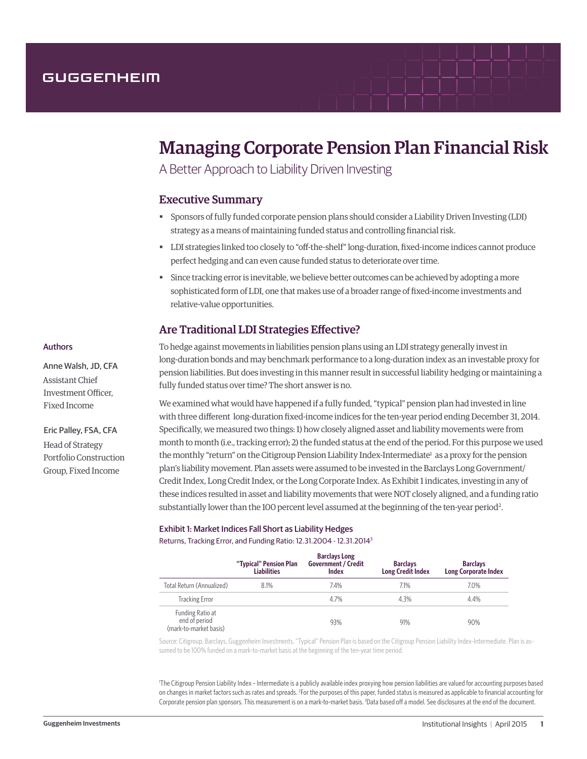GUGGENHEIM

# Managing Corporate Pension Plan Financial Risk

A Better Approach to Liability Driven Investing

## Executive Summary

- Sponsors of fully funded corporate pension plans should consider a Liability Driven Investing (LDI) strategy as a means of maintaining funded status and controlling financial risk.
- LDI strategies linked too closely to "off-the-shelf" long-duration, fixed-income indices cannot produce perfect hedging and can even cause funded status to deteriorate over time.
- Since tracking error is inevitable, we believe better outcomes can be achieved by adopting a more sophisticated form of LDI, one that makes use of a broader range of fixed-income investments and relative-value opportunities.

**Authors**

Anne Walsh, JD, CFA
Assistant Chief Investment Officer, Fixed Income

Eric Palley, FSA, CFA
Head of Strategy Portfolio Construction Group, Fixed Income

## Are Traditional LDI Strategies Effective?

To hedge against movements in liabilities pension plans using an LDI strategy generally invest in long-duration bonds and may benchmark performance to a long-duration index as an investable proxy for pension liabilities. But does investing in this manner result in successful liability hedging or maintaining a fully funded status over time? The short answer is no.

We examined what would have happened if a fully funded, "typical" pension plan had invested in line with three different long-duration fixed-income indices for the ten-year period ending December 31, 2014. Specifically, we measured two things: 1) how closely aligned asset and liability movements were from month to month (i.e., tracking error); 2) the funded status at the end of the period. For this purpose we used the monthly "return" on the Citigroup Pension Liability Index-Intermediate[1] as a proxy for the pension plan's liability movement. Plan assets were assumed to be invested in the Barclays Long Government/Credit Index, Long Credit Index, or the Long Corporate Index. As Exhibit 1 indicates, investing in any of these indices resulted in asset and liability movements that were NOT closely aligned, and a funding ratio substantially lower than the 100 percent level assumed at the beginning of the ten-year period[2].

**Exhibit 1: Market Indices Fall Short as Liability Hedges**

Returns, Tracking Error, and Funding Ratio: 12.31.2004 - 12.31.2014[3]

| | "Typical" Pension Plan Liabilities | Barclays Long Government / Credit Index | Barclays Long Credit Index | Barclays Long Corporate Index |
|---|---|---|---|---|
| Total Return (Annualized) | 8.1% | 7.4% | 7.1% | 7.0% |
| Tracking Error | | 4.7% | 4.3% | 4.4% |
| Funding Ratio at end of period (mark-to-market basis) | | 93% | 91% | 90% |

Source: Citigroup, Barclays, Guggenheim Investments. "Typical" Pension Plan is based on the Citigroup Pension Liability Index-Intermediate. Plan is assumed to be 100% funded on a mark-to-market basis at the beginning of the ten-year time period.

[1]The Citigroup Pension Liability Index – Intermediate is a publicly available index proxying how pension liabilities are valued for accounting purposes based on changes in market factors such as rates and spreads. [2]For the purposes of this paper, funded status is measured as applicable to financial accounting for Corporate pension plan sponsors. This measurement is on a mark-to-market basis. [3]Data based off a model. See disclosures at the end of the document.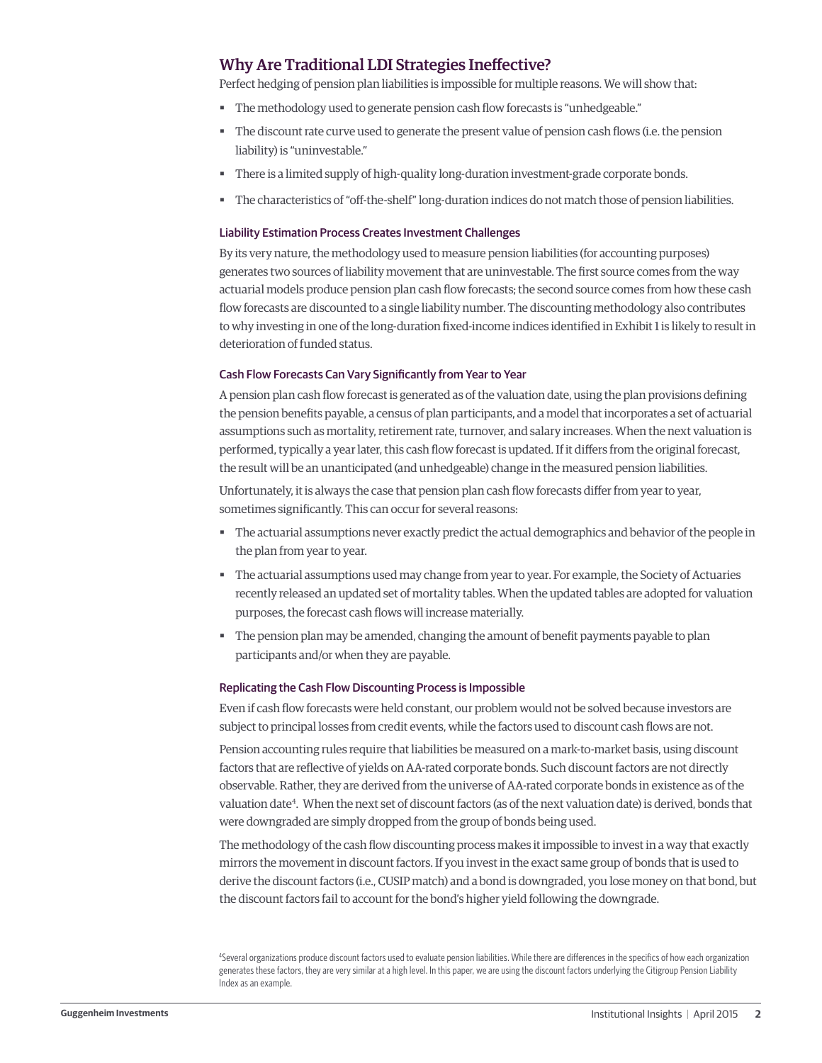## Why Are Traditional LDI Strategies Ineffective?

Perfect hedging of pension plan liabilities is impossible for multiple reasons. We will show that:

- The methodology used to generate pension cash flow forecasts is "unhedgeable."
- The discount rate curve used to generate the present value of pension cash flows (i.e. the pension liability) is "uninvestable."
- There is a limited supply of high-quality long-duration investment-grade corporate bonds.
- The characteristics of "off-the-shelf" long-duration indices do not match those of pension liabilities.

### Liability Estimation Process Creates Investment Challenges

By its very nature, the methodology used to measure pension liabilities (for accounting purposes) generates two sources of liability movement that are uninvestable. The first source comes from the way actuarial models produce pension plan cash flow forecasts; the second source comes from how these cash flow forecasts are discounted to a single liability number. The discounting methodology also contributes to why investing in one of the long-duration fixed-income indices identified in Exhibit 1 is likely to result in deterioration of funded status.

### Cash Flow Forecasts Can Vary Significantly from Year to Year

A pension plan cash flow forecast is generated as of the valuation date, using the plan provisions defining the pension benefits payable, a census of plan participants, and a model that incorporates a set of actuarial assumptions such as mortality, retirement rate, turnover, and salary increases. When the next valuation is performed, typically a year later, this cash flow forecast is updated. If it differs from the original forecast, the result will be an unanticipated (and unhedgeable) change in the measured pension liabilities.

Unfortunately, it is always the case that pension plan cash flow forecasts differ from year to year, sometimes significantly. This can occur for several reasons:

- The actuarial assumptions never exactly predict the actual demographics and behavior of the people in the plan from year to year.
- The actuarial assumptions used may change from year to year. For example, the Society of Actuaries recently released an updated set of mortality tables. When the updated tables are adopted for valuation purposes, the forecast cash flows will increase materially.
- The pension plan may be amended, changing the amount of benefit payments payable to plan participants and/or when they are payable.

### Replicating the Cash Flow Discounting Process is Impossible

Even if cash flow forecasts were held constant, our problem would not be solved because investors are subject to principal losses from credit events, while the factors used to discount cash flows are not.

Pension accounting rules require that liabilities be measured on a mark-to-market basis, using discount factors that are reflective of yields on AA-rated corporate bonds. Such discount factors are not directly observable. Rather, they are derived from the universe of AA-rated corporate bonds in existence as of the valuation date[4]. When the next set of discount factors (as of the next valuation date) is derived, bonds that were downgraded are simply dropped from the group of bonds being used.

The methodology of the cash flow discounting process makes it impossible to invest in a way that exactly mirrors the movement in discount factors. If you invest in the exact same group of bonds that is used to derive the discount factors (i.e., CUSIP match) and a bond is downgraded, you lose money on that bond, but the discount factors fail to account for the bond's higher yield following the downgrade.

[4]Several organizations produce discount factors used to evaluate pension liabilities. While there are differences in the specifics of how each organization generates these factors, they are very similar at a high level. In this paper, we are using the discount factors underlying the Citigroup Pension Liability Index as an example.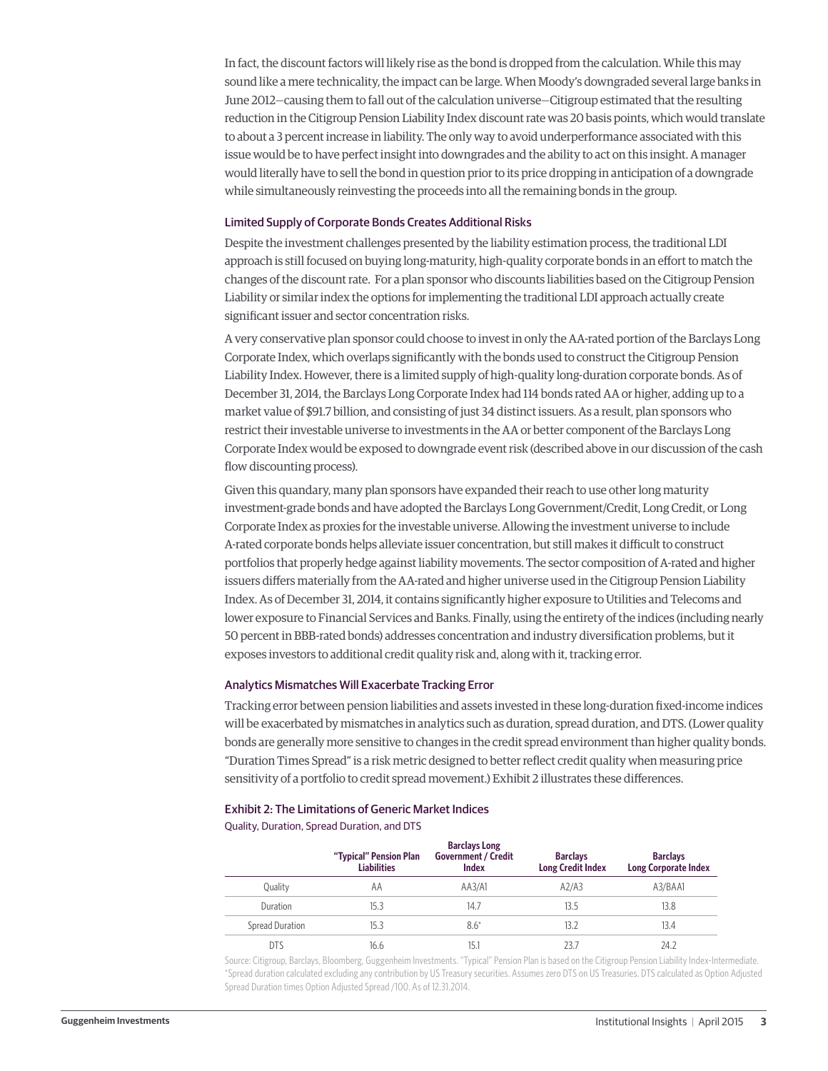In fact, the discount factors will likely rise as the bond is dropped from the calculation. While this may sound like a mere technicality, the impact can be large. When Moody's downgraded several large banks in June 2012—causing them to fall out of the calculation universe—Citigroup estimated that the resulting reduction in the Citigroup Pension Liability Index discount rate was 20 basis points, which would translate to about a 3 percent increase in liability. The only way to avoid underperformance associated with this issue would be to have perfect insight into downgrades and the ability to act on this insight. A manager would literally have to sell the bond in question prior to its price dropping in anticipation of a downgrade while simultaneously reinvesting the proceeds into all the remaining bonds in the group.

### Limited Supply of Corporate Bonds Creates Additional Risks

Despite the investment challenges presented by the liability estimation process, the traditional LDI approach is still focused on buying long-maturity, high-quality corporate bonds in an effort to match the changes of the discount rate. For a plan sponsor who discounts liabilities based on the Citigroup Pension Liability or similar index the options for implementing the traditional LDI approach actually create significant issuer and sector concentration risks.

A very conservative plan sponsor could choose to invest in only the AA-rated portion of the Barclays Long Corporate Index, which overlaps significantly with the bonds used to construct the Citigroup Pension Liability Index. However, there is a limited supply of high-quality long-duration corporate bonds. As of December 31, 2014, the Barclays Long Corporate Index had 114 bonds rated AA or higher, adding up to a market value of $91.7 billion, and consisting of just 34 distinct issuers. As a result, plan sponsors who restrict their investable universe to investments in the AA or better component of the Barclays Long Corporate Index would be exposed to downgrade event risk (described above in our discussion of the cash flow discounting process).

Given this quandary, many plan sponsors have expanded their reach to use other long maturity investment-grade bonds and have adopted the Barclays Long Government/Credit, Long Credit, or Long Corporate Index as proxies for the investable universe. Allowing the investment universe to include A-rated corporate bonds helps alleviate issuer concentration, but still makes it difficult to construct portfolios that properly hedge against liability movements. The sector composition of A-rated and higher issuers differs materially from the AA-rated and higher universe used in the Citigroup Pension Liability Index. As of December 31, 2014, it contains significantly higher exposure to Utilities and Telecoms and lower exposure to Financial Services and Banks. Finally, using the entirety of the indices (including nearly 50 percent in BBB-rated bonds) addresses concentration and industry diversification problems, but it exposes investors to additional credit quality risk and, along with it, tracking error.

### Analytics Mismatches Will Exacerbate Tracking Error

Tracking error between pension liabilities and assets invested in these long-duration fixed-income indices will be exacerbated by mismatches in analytics such as duration, spread duration, and DTS. (Lower quality bonds are generally more sensitive to changes in the credit spread environment than higher quality bonds. "Duration Times Spread" is a risk metric designed to better reflect credit quality when measuring price sensitivity of a portfolio to credit spread movement.) Exhibit 2 illustrates these differences.

### Exhibit 2: The Limitations of Generic Market Indices

Quality, Duration, Spread Duration, and DTS

| | "Typical" Pension Plan Liabilities | Barclays Long Government / Credit Index | Barclays Long Credit Index | Barclays Long Corporate Index |
|---|---|---|---|---|
| Quality | AA | AA3/A1 | A2/A3 | A3/BAA1 |
| Duration | 15.3 | 14.7 | 13.5 | 13.8 |
| Spread Duration | 15.3 | 8.6* | 13.2 | 13.4 |
| DTS | 16.6 | 15.1 | 23.7 | 24.2 |

Source: Citigroup, Barclays, Bloomberg, Guggenheim Investments. "Typical" Pension Plan is based on the Citigroup Pension Liability Index-Intermediate. *Spread duration calculated excluding any contribution by US Treasury securities. Assumes zero DTS on US Treasuries. DTS calculated as Option Adjusted Spread Duration times Option Adjusted Spread /100. As of 12.31.2014.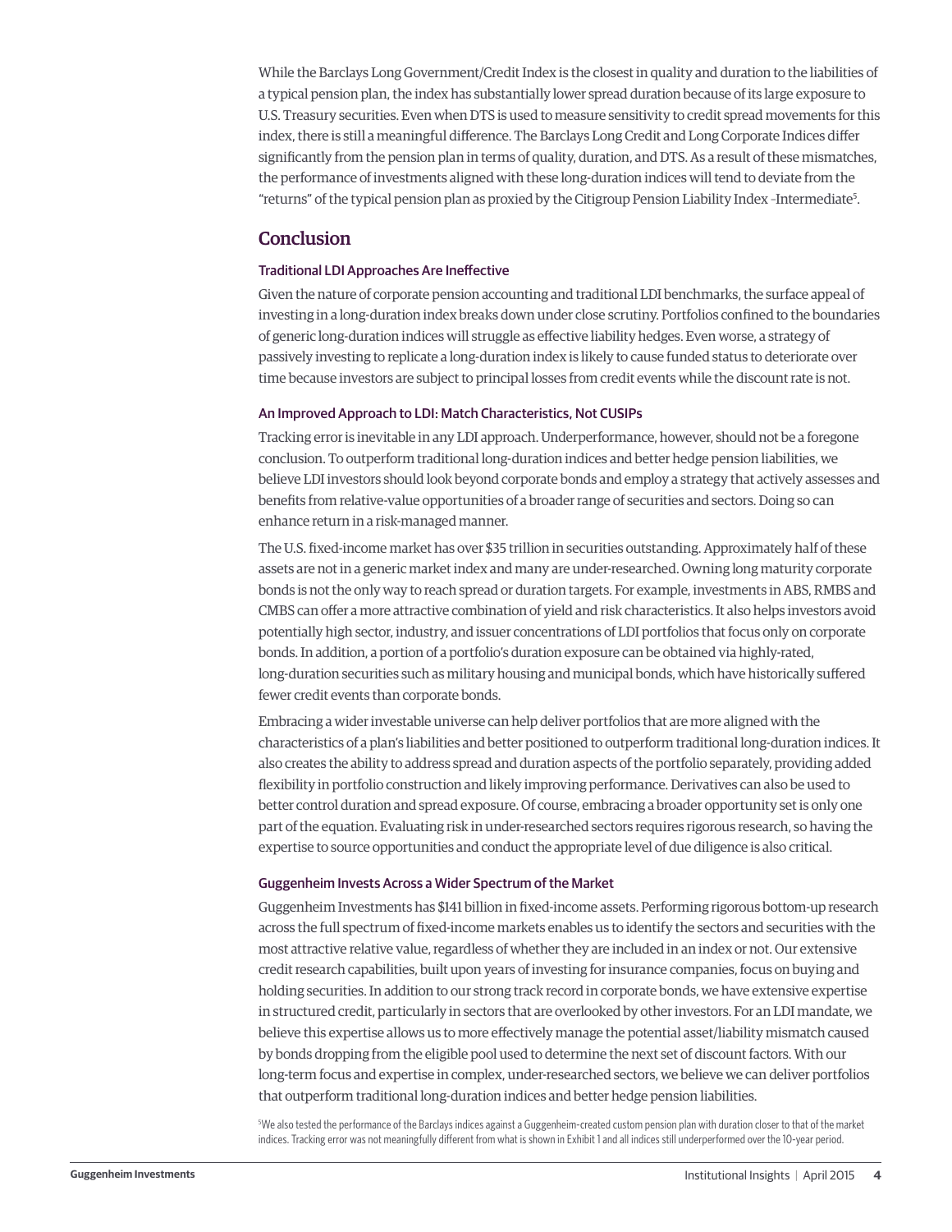While the Barclays Long Government/Credit Index is the closest in quality and duration to the liabilities of a typical pension plan, the index has substantially lower spread duration because of its large exposure to U.S. Treasury securities. Even when DTS is used to measure sensitivity to credit spread movements for this index, there is still a meaningful difference. The Barclays Long Credit and Long Corporate Indices differ significantly from the pension plan in terms of quality, duration, and DTS. As a result of these mismatches, the performance of investments aligned with these long-duration indices will tend to deviate from the "returns" of the typical pension plan as proxied by the Citigroup Pension Liability Index –Intermediate[5].

## Conclusion

### Traditional LDI Approaches Are Ineffective

Given the nature of corporate pension accounting and traditional LDI benchmarks, the surface appeal of investing in a long-duration index breaks down under close scrutiny. Portfolios confined to the boundaries of generic long-duration indices will struggle as effective liability hedges. Even worse, a strategy of passively investing to replicate a long-duration index is likely to cause funded status to deteriorate over time because investors are subject to principal losses from credit events while the discount rate is not.

### An Improved Approach to LDI: Match Characteristics, Not CUSIPs

Tracking error is inevitable in any LDI approach. Underperformance, however, should not be a foregone conclusion. To outperform traditional long-duration indices and better hedge pension liabilities, we believe LDI investors should look beyond corporate bonds and employ a strategy that actively assesses and benefits from relative-value opportunities of a broader range of securities and sectors. Doing so can enhance return in a risk-managed manner.

The U.S. fixed-income market has over $35 trillion in securities outstanding. Approximately half of these assets are not in a generic market index and many are under-researched. Owning long maturity corporate bonds is not the only way to reach spread or duration targets. For example, investments in ABS, RMBS and CMBS can offer a more attractive combination of yield and risk characteristics. It also helps investors avoid potentially high sector, industry, and issuer concentrations of LDI portfolios that focus only on corporate bonds. In addition, a portion of a portfolio's duration exposure can be obtained via highly-rated, long-duration securities such as military housing and municipal bonds, which have historically suffered fewer credit events than corporate bonds.

Embracing a wider investable universe can help deliver portfolios that are more aligned with the characteristics of a plan's liabilities and better positioned to outperform traditional long-duration indices. It also creates the ability to address spread and duration aspects of the portfolio separately, providing added flexibility in portfolio construction and likely improving performance. Derivatives can also be used to better control duration and spread exposure. Of course, embracing a broader opportunity set is only one part of the equation. Evaluating risk in under-researched sectors requires rigorous research, so having the expertise to source opportunities and conduct the appropriate level of due diligence is also critical.

### Guggenheim Invests Across a Wider Spectrum of the Market

Guggenheim Investments has $141 billion in fixed-income assets. Performing rigorous bottom-up research across the full spectrum of fixed-income markets enables us to identify the sectors and securities with the most attractive relative value, regardless of whether they are included in an index or not. Our extensive credit research capabilities, built upon years of investing for insurance companies, focus on buying and holding securities. In addition to our strong track record in corporate bonds, we have extensive expertise in structured credit, particularly in sectors that are overlooked by other investors. For an LDI mandate, we believe this expertise allows us to more effectively manage the potential asset/liability mismatch caused by bonds dropping from the eligible pool used to determine the next set of discount factors. With our long-term focus and expertise in complex, under-researched sectors, we believe we can deliver portfolios that outperform traditional long-duration indices and better hedge pension liabilities.

[5] We also tested the performance of the Barclays indices against a Guggenheim-created custom pension plan with duration closer to that of the market indices. Tracking error was not meaningfully different from what is shown in Exhibit 1 and all indices still underperformed over the 10-year period.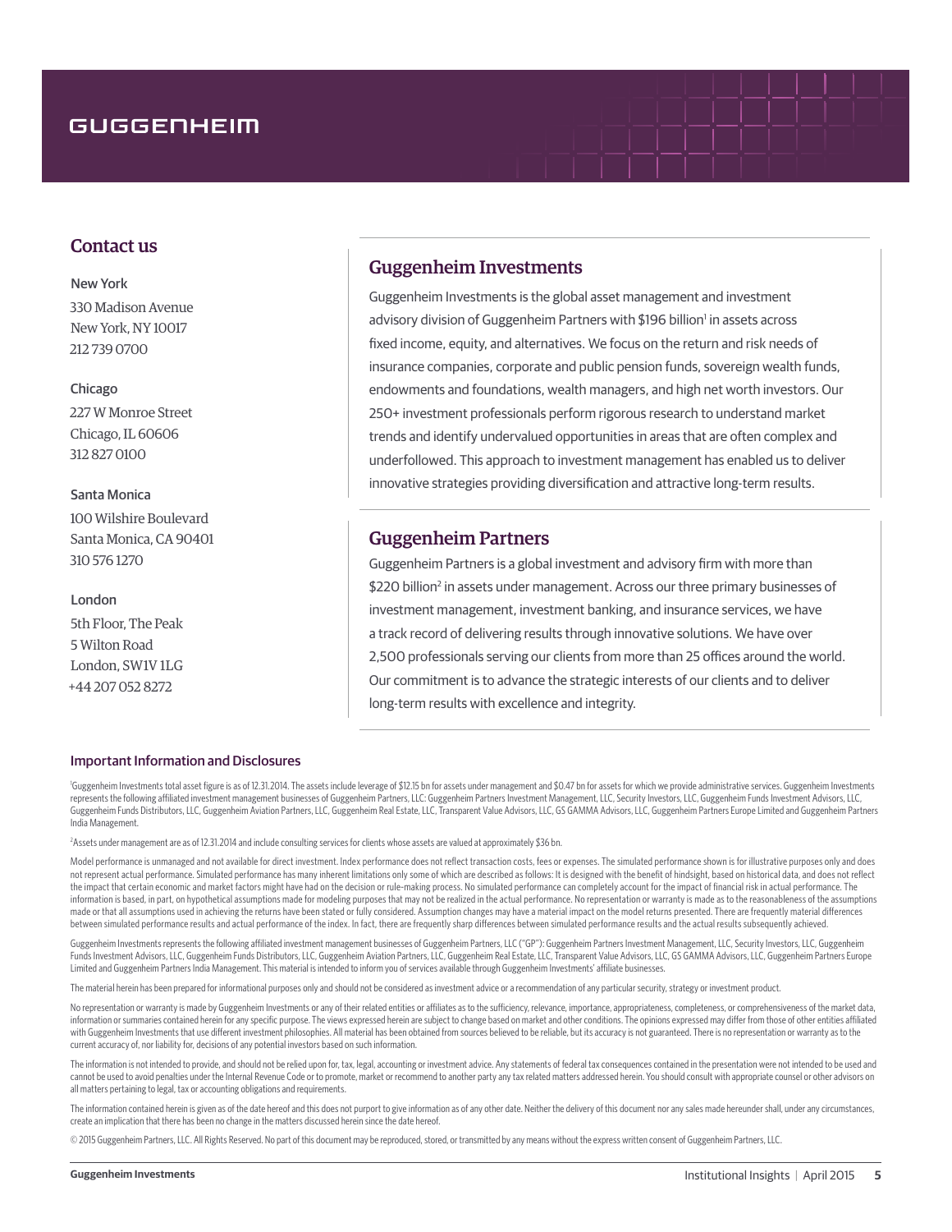GUGGENHEIM

## Contact us

**New York**
330 Madison Avenue
New York, NY 10017
212 739 0700

**Chicago**
227 W Monroe Street
Chicago, IL 60606
312 827 0100

**Santa Monica**
100 Wilshire Boulevard
Santa Monica, CA 90401
310 576 1270

**London**
5th Floor, The Peak
5 Wilton Road
London, SW1V 1LG
+44 207 052 8272

## Guggenheim Investments

Guggenheim Investments is the global asset management and investment advisory division of Guggenheim Partners with $196 billion[1] in assets across fixed income, equity, and alternatives. We focus on the return and risk needs of insurance companies, corporate and public pension funds, sovereign wealth funds, endowments and foundations, wealth managers, and high net worth investors. Our 250+ investment professionals perform rigorous research to understand market trends and identify undervalued opportunities in areas that are often complex and underfollowed. This approach to investment management has enabled us to deliver innovative strategies providing diversification and attractive long-term results.

## Guggenheim Partners

Guggenheim Partners is a global investment and advisory firm with more than $220 billion[2] in assets under management. Across our three primary businesses of investment management, investment banking, and insurance services, we have a track record of delivering results through innovative solutions. We have over 2,500 professionals serving our clients from more than 25 offices around the world. Our commitment is to advance the strategic interests of our clients and to deliver long-term results with excellence and integrity.

### Important Information and Disclosures

[1]Guggenheim Investments total asset figure is as of 12.31.2014. The assets include leverage of $12.15 bn for assets under management and $0.47 bn for assets for which we provide administrative services. Guggenheim Investments represents the following affiliated investment management businesses of Guggenheim Partners, LLC: Guggenheim Partners Investment Management, LLC, Security Investors, LLC, Guggenheim Funds Investment Advisors, LLC, Guggenheim Funds Distributors, LLC, Guggenheim Aviation Partners, LLC, Guggenheim Real Estate, LLC, Transparent Value Advisors, LLC, GS GAMMA Advisors, LLC, Guggenheim Partners Europe Limited and Guggenheim Partners India Management.

[2]Assets under management are as of 12.31.2014 and include consulting services for clients whose assets are valued at approximately $36 bn.

Model performance is unmanaged and not available for direct investment. Index performance does not reflect transaction costs, fees or expenses. The simulated performance shown is for illustrative purposes only and does not represent actual performance. Simulated performance has many inherent limitations only some of which are described as follows: It is designed with the benefit of hindsight, based on historical data, and does not reflect the impact that certain economic and market factors might have had on the decision or rule-making process. No simulated performance can completely account for the impact of financial risk in actual performance. The information is based, in part, on hypothetical assumptions made for modeling purposes that may not be realized in the actual performance. No representation or warranty is made as to the reasonableness of the assumptions made or that all assumptions used in achieving the returns have been stated or fully considered. Assumption changes may have a material impact on the model returns presented. There are frequently material differences between simulated performance results and actual performance of the index. In fact, there are frequently sharp differences between simulated performance results and the actual results subsequently achieved.

Guggenheim Investments represents the following affiliated investment management businesses of Guggenheim Partners, LLC ("GP"): Guggenheim Partners Investment Management, LLC, Security Investors, LLC, Guggenheim Funds Investment Advisors, LLC, Guggenheim Funds Distributors, LLC, Guggenheim Aviation Partners, LLC, Guggenheim Real Estate, LLC, Transparent Value Advisors, LLC, GS GAMMA Advisors, LLC, Guggenheim Partners Europe Limited and Guggenheim Partners India Management. This material is intended to inform you of services available through Guggenheim Investments' affiliate businesses.

The material herein has been prepared for informational purposes only and should not be considered as investment advice or a recommendation of any particular security, strategy or investment product.

No representation or warranty is made by Guggenheim Investments or any of their related entities or affiliates as to the sufficiency, relevance, importance, appropriateness, completeness, or comprehensiveness of the market data, information or summaries contained herein for any specific purpose. The views expressed herein are subject to change based on market and other conditions. The opinions expressed may differ from those of other entities affiliated with Guggenheim Investments that use different investment philosophies. All material has been obtained from sources believed to be reliable, but its accuracy is not guaranteed. There is no representation or warranty as to the current accuracy of, nor liability for, decisions of any potential investors based on such information.

The information is not intended to provide, and should not be relied upon for, tax, legal, accounting or investment advice. Any statements of federal tax consequences contained in the presentation were not intended to be used and cannot be used to avoid penalties under the Internal Revenue Code or to promote, market or recommend to another party any tax related matters addressed herein. You should consult with appropriate counsel or other advisors on all matters pertaining to legal, tax or accounting obligations and requirements.

The information contained herein is given as of the date hereof and this does not purport to give information as of any other date. Neither the delivery of this document nor any sales made hereunder shall, under any circumstances, create an implication that there has been no change in the matters discussed herein since the date hereof.

© 2015 Guggenheim Partners, LLC. All Rights Reserved. No part of this document may be reproduced, stored, or transmitted by any means without the express written consent of Guggenheim Partners, LLC.